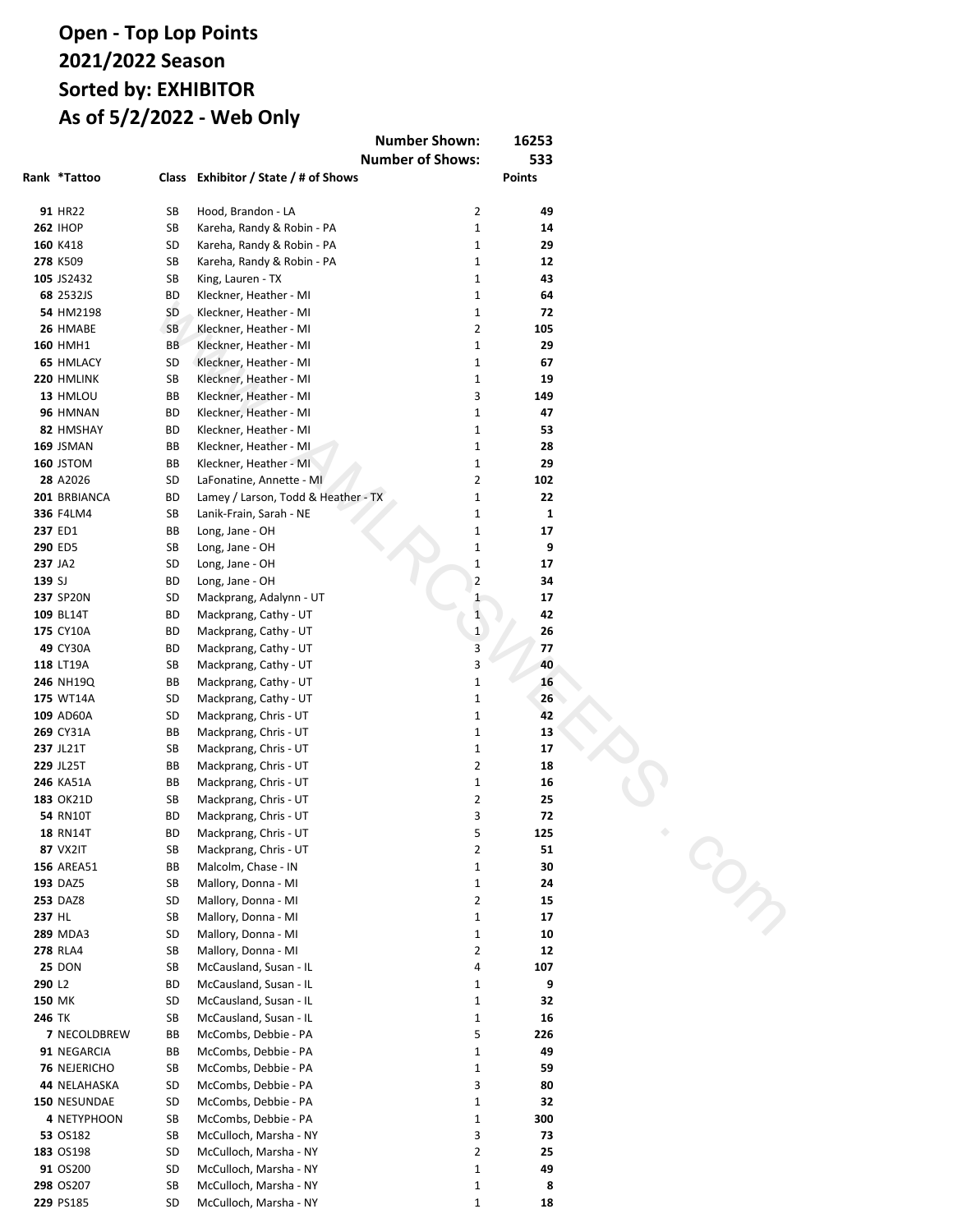# Open - Top Lop Points
# 2021/2022 Season
# Sorted by: EXHIBITOR
# As of 5/2/2022 - Web Only

**Number Shown: 16253**
**Number of Shows: 533**

| Rank | *Tattoo | Class | Exhibitor / State / # of Shows | | Points |
|---|---|---|---|---|---|
| **91** | HR22 | SB | Hood, Brandon - LA | 2 | **49** |
| **262** | IHOP | SB | Kareha, Randy & Robin - PA | 1 | **14** |
| **160** | K418 | SD | Kareha, Randy & Robin - PA | 1 | **29** |
| **278** | K509 | SB | Kareha, Randy & Robin - PA | 1 | **12** |
| **105** | JS2432 | SB | King, Lauren - TX | 1 | **43** |
| **68** | 2532JS | BD | Kleckner, Heather - MI | 1 | **64** |
| **54** | HM2198 | SD | Kleckner, Heather - MI | 1 | **72** |
| **26** | HMABE | SB | Kleckner, Heather - MI | 2 | **105** |
| **160** | HMH1 | BB | Kleckner, Heather - MI | 1 | **29** |
| **65** | HMLACY | SD | Kleckner, Heather - MI | 1 | **67** |
| **220** | HMLINK | SB | Kleckner, Heather - MI | 1 | **19** |
| **13** | HMLOU | BB | Kleckner, Heather - MI | 3 | **149** |
| **96** | HMNAN | BD | Kleckner, Heather - MI | 1 | **47** |
| **82** | HMSHAY | BD | Kleckner, Heather - MI | 1 | **53** |
| **169** | JSMAN | BB | Kleckner, Heather - MI | 1 | **28** |
| **160** | JSTOM | BB | Kleckner, Heather - MI | 1 | **29** |
| **28** | A2026 | SD | LaFonatine, Annette - MI | 2 | **102** |
| **201** | BRBIANCA | BD | Lamey / Larson, Todd & Heather - TX | 1 | **22** |
| **336** | F4LM4 | SB | Lanik-Frain, Sarah - NE | 1 | **1** |
| **237** | ED1 | BB | Long, Jane - OH | 1 | **17** |
| **290** | ED5 | SB | Long, Jane - OH | 1 | **9** |
| **237** | JA2 | SD | Long, Jane - OH | 1 | **17** |
| **139** | SJ | BD | Long, Jane - OH | 2 | **34** |
| **237** | SP20N | SD | Mackprang, Adalynn - UT | 1 | **17** |
| **109** | BL14T | BD | Mackprang, Cathy - UT | 1 | **42** |
| **175** | CY10A | BD | Mackprang, Cathy - UT | 1 | **26** |
| **49** | CY30A | BD | Mackprang, Cathy - UT | 3 | **77** |
| **118** | LT19A | SB | Mackprang, Cathy - UT | 3 | **40** |
| **246** | NH19Q | BB | Mackprang, Cathy - UT | 1 | **16** |
| **175** | WT14A | SD | Mackprang, Cathy - UT | 1 | **26** |
| **109** | AD60A | SD | Mackprang, Chris - UT | 1 | **42** |
| **269** | CY31A | BB | Mackprang, Chris - UT | 1 | **13** |
| **237** | JL21T | SB | Mackprang, Chris - UT | 1 | **17** |
| **229** | JL25T | BB | Mackprang, Chris - UT | 2 | **18** |
| **246** | KA51A | BB | Mackprang, Chris - UT | 1 | **16** |
| **183** | OK21D | SB | Mackprang, Chris - UT | 2 | **25** |
| **54** | RN10T | BD | Mackprang, Chris - UT | 3 | **72** |
| **18** | RN14T | BD | Mackprang, Chris - UT | 5 | **125** |
| **87** | VX2IT | SB | Mackprang, Chris - UT | 2 | **51** |
| **156** | AREA51 | BB | Malcolm, Chase - IN | 1 | **30** |
| **193** | DAZ5 | SB | Mallory, Donna - MI | 1 | **24** |
| **253** | DAZ8 | SD | Mallory, Donna - MI | 2 | **15** |
| **237** | HL | SB | Mallory, Donna - MI | 1 | **17** |
| **289** | MDA3 | SD | Mallory, Donna - MI | 1 | **10** |
| **278** | RLA4 | SB | Mallory, Donna - MI | 2 | **12** |
| **25** | DON | SB | McCausland, Susan - IL | 4 | **107** |
| **290** | L2 | BD | McCausland, Susan - IL | 1 | **9** |
| **150** | MK | SD | McCausland, Susan - IL | 1 | **32** |
| **246** | TK | SB | McCausland, Susan - IL | 1 | **16** |
| **7** | NECOLDBREW | BB | McCombs, Debbie - PA | 5 | **226** |
| **91** | NEGARCIA | BB | McCombs, Debbie - PA | 1 | **49** |
| **76** | NEJERICHO | SB | McCombs, Debbie - PA | 1 | **59** |
| **44** | NELAHASKA | SD | McCombs, Debbie - PA | 3 | **80** |
| **150** | NESUNDAE | SD | McCombs, Debbie - PA | 1 | **32** |
| **4** | NETYPHOON | SB | McCombs, Debbie - PA | 1 | **300** |
| **53** | OS182 | SB | McCulloch, Marsha - NY | 3 | **73** |
| **183** | OS198 | SD | McCulloch, Marsha - NY | 2 | **25** |
| **91** | OS200 | SD | McCulloch, Marsha - NY | 1 | **49** |
| **298** | OS207 | SB | McCulloch, Marsha - NY | 1 | **8** |
| **229** | PS185 | SD | McCulloch, Marsha - NY | 1 | **18** |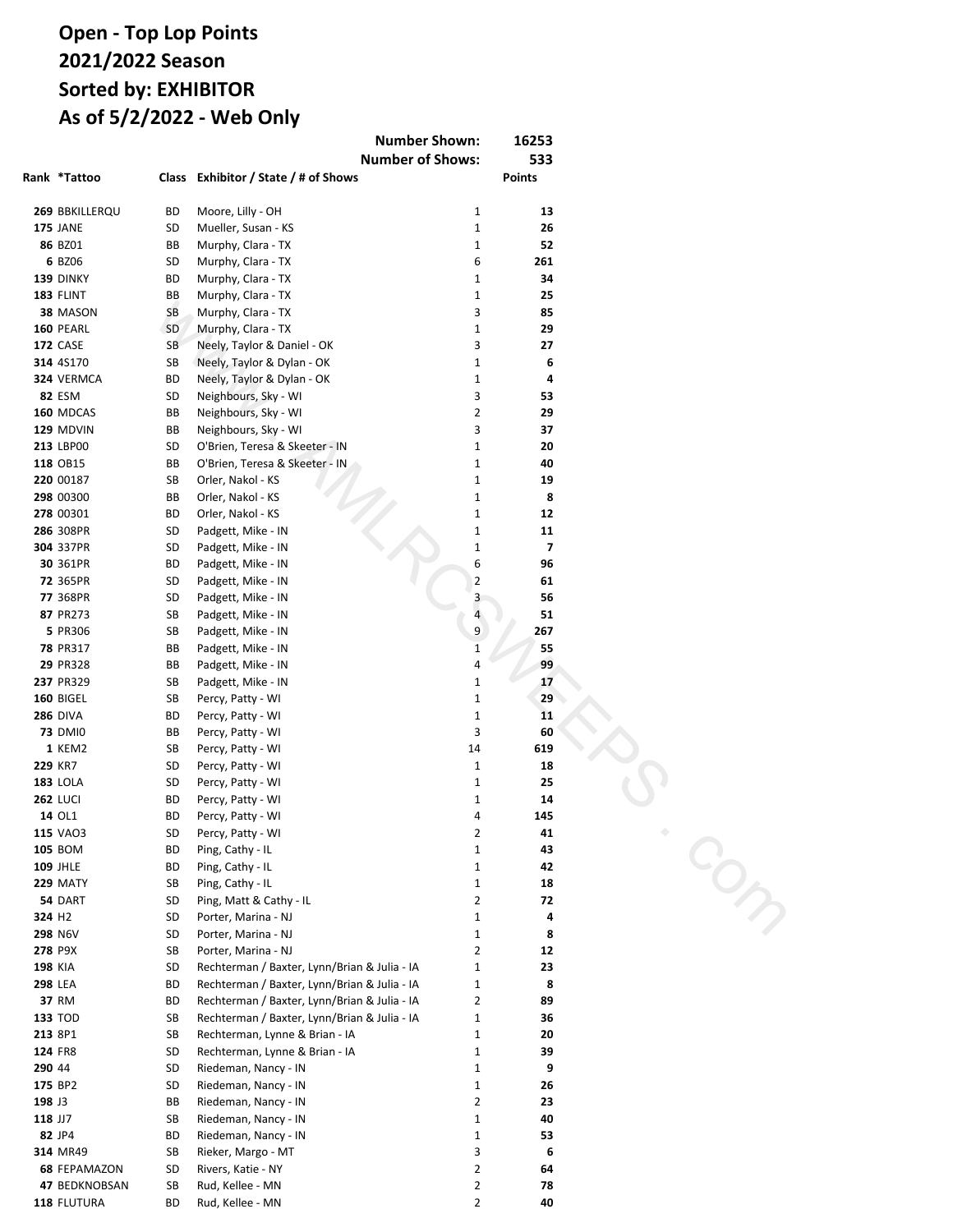# Open - Top Lop Points
## 2021/2022 Season
## Sorted by: EXHIBITOR
## As of 5/2/2022 - Web Only

| | | | Number Shown: | 16253 |
|---|---|---|---|---|
| | | | Number of Shows: | 533 |

| Rank | *Tattoo | Class | Exhibitor / State / # of Shows | | Points |
|---|---|---|---|---|---|
| 269 | BBKILLERQU | BD | Moore, Lilly - OH | 1 | 13 |
| 175 | JANE | SD | Mueller, Susan - KS | 1 | 26 |
| 86 | BZ01 | BB | Murphy, Clara - TX | 1 | 52 |
| 6 | BZ06 | SD | Murphy, Clara - TX | 6 | 261 |
| 139 | DINKY | BD | Murphy, Clara - TX | 1 | 34 |
| 183 | FLINT | BB | Murphy, Clara - TX | 1 | 25 |
| 38 | MASON | SB | Murphy, Clara - TX | 3 | 85 |
| 160 | PEARL | SD | Murphy, Clara - TX | 1 | 29 |
| 172 | CASE | SB | Neely, Taylor & Daniel - OK | 3 | 27 |
| 314 | 4S170 | SB | Neely, Taylor & Dylan - OK | 1 | 6 |
| 324 | VERMCA | BD | Neely, Taylor & Dylan - OK | 1 | 4 |
| 82 | ESM | SD | Neighbours, Sky - WI | 3 | 53 |
| 160 | MDCAS | BB | Neighbours, Sky - WI | 2 | 29 |
| 129 | MDVIN | BB | Neighbours, Sky - WI | 3 | 37 |
| 213 | LBP00 | SD | O'Brien, Teresa & Skeeter - IN | 1 | 20 |
| 118 | OB15 | BB | O'Brien, Teresa & Skeeter - IN | 1 | 40 |
| 220 | 00187 | SB | Orler, Nakol - KS | 1 | 19 |
| 298 | 00300 | BB | Orler, Nakol - KS | 1 | 8 |
| 278 | 00301 | BD | Orler, Nakol - KS | 1 | 12 |
| 286 | 308PR | SD | Padgett, Mike - IN | 1 | 11 |
| 304 | 337PR | SD | Padgett, Mike - IN | 1 | 7 |
| 30 | 361PR | BD | Padgett, Mike - IN | 6 | 96 |
| 72 | 365PR | SD | Padgett, Mike - IN | 2 | 61 |
| 77 | 368PR | SD | Padgett, Mike - IN | 3 | 56 |
| 87 | PR273 | SB | Padgett, Mike - IN | 4 | 51 |
| 5 | PR306 | SB | Padgett, Mike - IN | 9 | 267 |
| 78 | PR317 | BB | Padgett, Mike - IN | 1 | 55 |
| 29 | PR328 | BB | Padgett, Mike - IN | 4 | 99 |
| 237 | PR329 | SB | Padgett, Mike - IN | 1 | 17 |
| 160 | BIGEL | SB | Percy, Patty - WI | 1 | 29 |
| 286 | DIVA | BD | Percy, Patty - WI | 1 | 11 |
| 73 | DMI0 | BB | Percy, Patty - WI | 3 | 60 |
| 1 | KEM2 | SB | Percy, Patty - WI | 14 | 619 |
| 229 | KR7 | SD | Percy, Patty - WI | 1 | 18 |
| 183 | LOLA | SD | Percy, Patty - WI | 1 | 25 |
| 262 | LUCI | BD | Percy, Patty - WI | 1 | 14 |
| 14 | OL1 | BD | Percy, Patty - WI | 4 | 145 |
| 115 | VAO3 | SD | Percy, Patty - WI | 2 | 41 |
| 105 | BOM | BD | Ping, Cathy - IL | 1 | 43 |
| 109 | JHLE | BD | Ping, Cathy - IL | 1 | 42 |
| 229 | MATY | SB | Ping, Cathy - IL | 1 | 18 |
| 54 | DART | SD | Ping, Matt & Cathy - IL | 2 | 72 |
| 324 | H2 | SD | Porter, Marina - NJ | 1 | 4 |
| 298 | N6V | SD | Porter, Marina - NJ | 1 | 8 |
| 278 | P9X | SB | Porter, Marina - NJ | 2 | 12 |
| 198 | KIA | SD | Rechterman / Baxter, Lynn/Brian & Julia - IA | 1 | 23 |
| 298 | LEA | BD | Rechterman / Baxter, Lynn/Brian & Julia - IA | 1 | 8 |
| 37 | RM | BD | Rechterman / Baxter, Lynn/Brian & Julia - IA | 2 | 89 |
| 133 | TOD | SB | Rechterman / Baxter, Lynn/Brian & Julia - IA | 1 | 36 |
| 213 | 8P1 | SB | Rechterman, Lynne & Brian - IA | 1 | 20 |
| 124 | FR8 | SD | Rechterman, Lynne & Brian - IA | 1 | 39 |
| 290 | 44 | SD | Riedeman, Nancy - IN | 1 | 9 |
| 175 | BP2 | SD | Riedeman, Nancy - IN | 1 | 26 |
| 198 | J3 | BB | Riedeman, Nancy - IN | 2 | 23 |
| 118 | JJ7 | SB | Riedeman, Nancy - IN | 1 | 40 |
| 82 | JP4 | BD | Riedeman, Nancy - IN | 1 | 53 |
| 314 | MR49 | SB | Rieker, Margo - MT | 3 | 6 |
| 68 | FEPAMAZON | SD | Rivers, Katie - NY | 2 | 64 |
| 47 | BEDKNOBSAN | SB | Rud, Kellee - MN | 2 | 78 |
| 118 | FLUTURA | BD | Rud, Kellee - MN | 2 | 40 |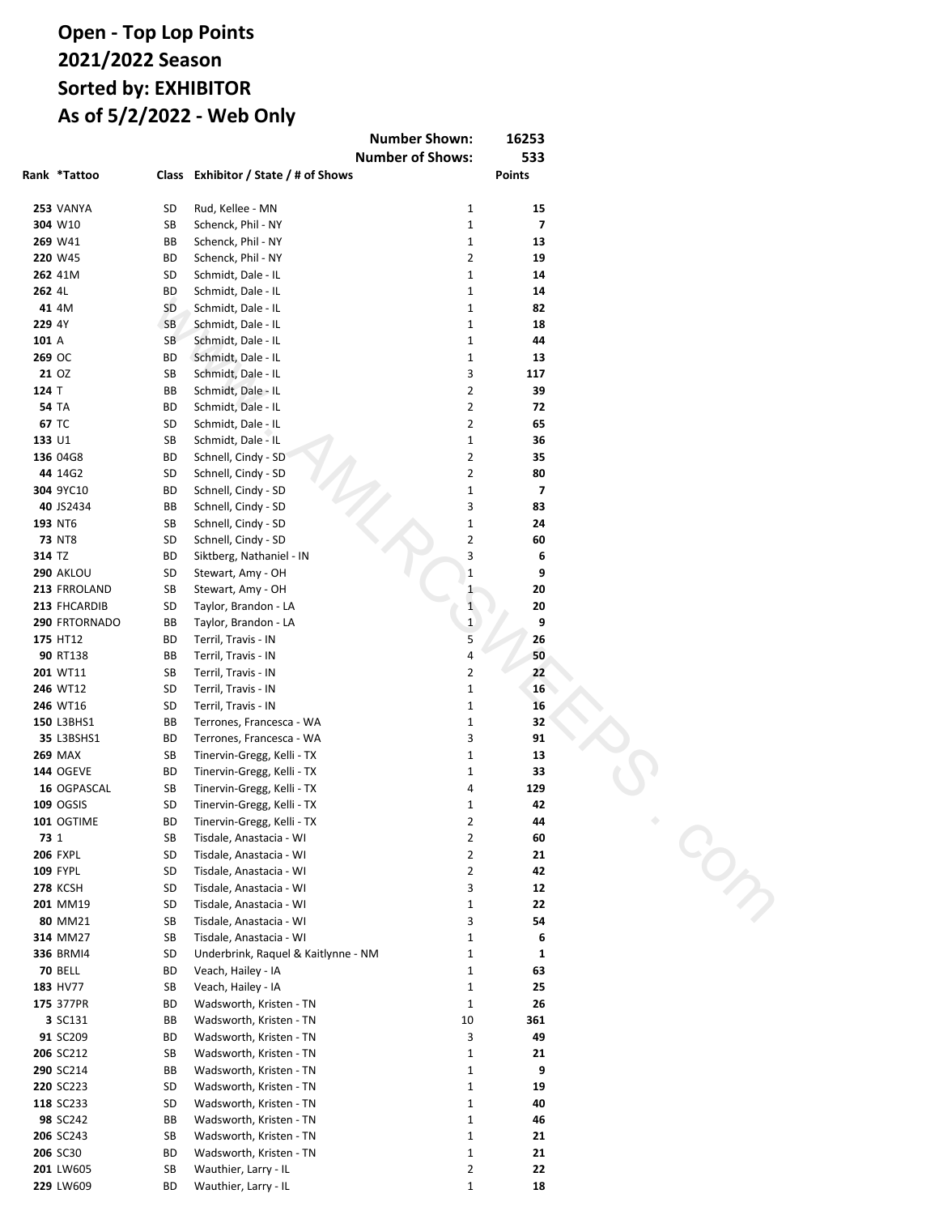**Open - Top Lop Points**
**2021/2022 Season**
**Sorted by: EXHIBITOR**
**As of 5/2/2022 - Web Only**

| | | | | | |
|---|---|---|---|---|---|
| | | | **Number Shown:** | | **16253** |
| | | | **Number of Shows:** | | **533** |

| Rank | *Tattoo | Class | Exhibitor / State / # of Shows | | Points |
|---|---|---|---|---|---|
| **253** | VANYA | SD | Rud, Kellee - MN | 1 | **15** |
| **304** | W10 | SB | Schenck, Phil - NY | 1 | **7** |
| **269** | W41 | BB | Schenck, Phil - NY | 1 | **13** |
| **220** | W45 | BD | Schenck, Phil - NY | 2 | **19** |
| **262** | 41M | SD | Schmidt, Dale - IL | 1 | **14** |
| **262** | 4L | BD | Schmidt, Dale - IL | 1 | **14** |
| **41** | 4M | SD | Schmidt, Dale - IL | 1 | **82** |
| **229** | 4Y | SB | Schmidt, Dale - IL | 1 | **18** |
| **101** | A | SB | Schmidt, Dale - IL | 1 | **44** |
| **269** | OC | BD | Schmidt, Dale - IL | 1 | **13** |
| **21** | OZ | SB | Schmidt, Dale - IL | 3 | **117** |
| **124** | T | BB | Schmidt, Dale - IL | 2 | **39** |
| **54** | TA | BD | Schmidt, Dale - IL | 2 | **72** |
| **67** | TC | SD | Schmidt, Dale - IL | 2 | **65** |
| **133** | U1 | SB | Schmidt, Dale - IL | 1 | **36** |
| **136** | 04G8 | BD | Schnell, Cindy - SD | 2 | **35** |
| **44** | 14G2 | SD | Schnell, Cindy - SD | 2 | **80** |
| **304** | 9YC10 | BD | Schnell, Cindy - SD | 1 | **7** |
| **40** | JS2434 | BB | Schnell, Cindy - SD | 3 | **83** |
| **193** | NT6 | SB | Schnell, Cindy - SD | 1 | **24** |
| **73** | NT8 | SD | Schnell, Cindy - SD | 2 | **60** |
| **314** | TZ | BD | Siktberg, Nathaniel - IN | 3 | **6** |
| **290** | AKLOU | SD | Stewart, Amy - OH | 1 | **9** |
| **213** | FRROLAND | SB | Stewart, Amy - OH | 1 | **20** |
| **213** | FHCARDIB | SD | Taylor, Brandon - LA | 1 | **20** |
| **290** | FRTORNADO | BB | Taylor, Brandon - LA | 1 | **9** |
| **175** | HT12 | BD | Terril, Travis - IN | 5 | **26** |
| **90** | RT138 | BB | Terril, Travis - IN | 4 | **50** |
| **201** | WT11 | SB | Terril, Travis - IN | 2 | **22** |
| **246** | WT12 | SD | Terril, Travis - IN | 1 | **16** |
| **246** | WT16 | SD | Terril, Travis - IN | 1 | **16** |
| **150** | L3BHS1 | BB | Terrones, Francesca - WA | 1 | **32** |
| **35** | L3BSHS1 | BD | Terrones, Francesca - WA | 3 | **91** |
| **269** | MAX | SB | Tinervin-Gregg, Kelli - TX | 1 | **13** |
| **144** | OGEVE | BD | Tinervin-Gregg, Kelli - TX | 1 | **33** |
| **16** | OGPASCAL | SB | Tinervin-Gregg, Kelli - TX | 4 | **129** |
| **109** | OGSIS | SD | Tinervin-Gregg, Kelli - TX | 1 | **42** |
| **101** | OGTIME | BD | Tinervin-Gregg, Kelli - TX | 2 | **44** |
| **73** | 1 | SB | Tisdale, Anastacia - WI | 2 | **60** |
| **206** | FXPL | SD | Tisdale, Anastacia - WI | 2 | **21** |
| **109** | FYPL | SD | Tisdale, Anastacia - WI | 2 | **42** |
| **278** | KCSH | SD | Tisdale, Anastacia - WI | 3 | **12** |
| **201** | MM19 | SD | Tisdale, Anastacia - WI | 1 | **22** |
| **80** | MM21 | SB | Tisdale, Anastacia - WI | 3 | **54** |
| **314** | MM27 | SB | Tisdale, Anastacia - WI | 1 | **6** |
| **336** | BRMI4 | SD | Underbrink, Raquel & Kaitlynne - NM | 1 | **1** |
| **70** | BELL | BD | Veach, Hailey - IA | 1 | **63** |
| **183** | HV77 | SB | Veach, Hailey - IA | 1 | **25** |
| **175** | 377PR | BD | Wadsworth, Kristen - TN | 1 | **26** |
| **3** | SC131 | BB | Wadsworth, Kristen - TN | 10 | **361** |
| **91** | SC209 | BD | Wadsworth, Kristen - TN | 3 | **49** |
| **206** | SC212 | SB | Wadsworth, Kristen - TN | 1 | **21** |
| **290** | SC214 | BB | Wadsworth, Kristen - TN | 1 | **9** |
| **220** | SC223 | SD | Wadsworth, Kristen - TN | 1 | **19** |
| **118** | SC233 | SD | Wadsworth, Kristen - TN | 1 | **40** |
| **98** | SC242 | BB | Wadsworth, Kristen - TN | 1 | **46** |
| **206** | SC243 | SB | Wadsworth, Kristen - TN | 1 | **21** |
| **206** | SC30 | BD | Wadsworth, Kristen - TN | 1 | **21** |
| **201** | LW605 | SB | Wauthier, Larry - IL | 2 | **22** |
| **229** | LW609 | BD | Wauthier, Larry - IL | 1 | **18** |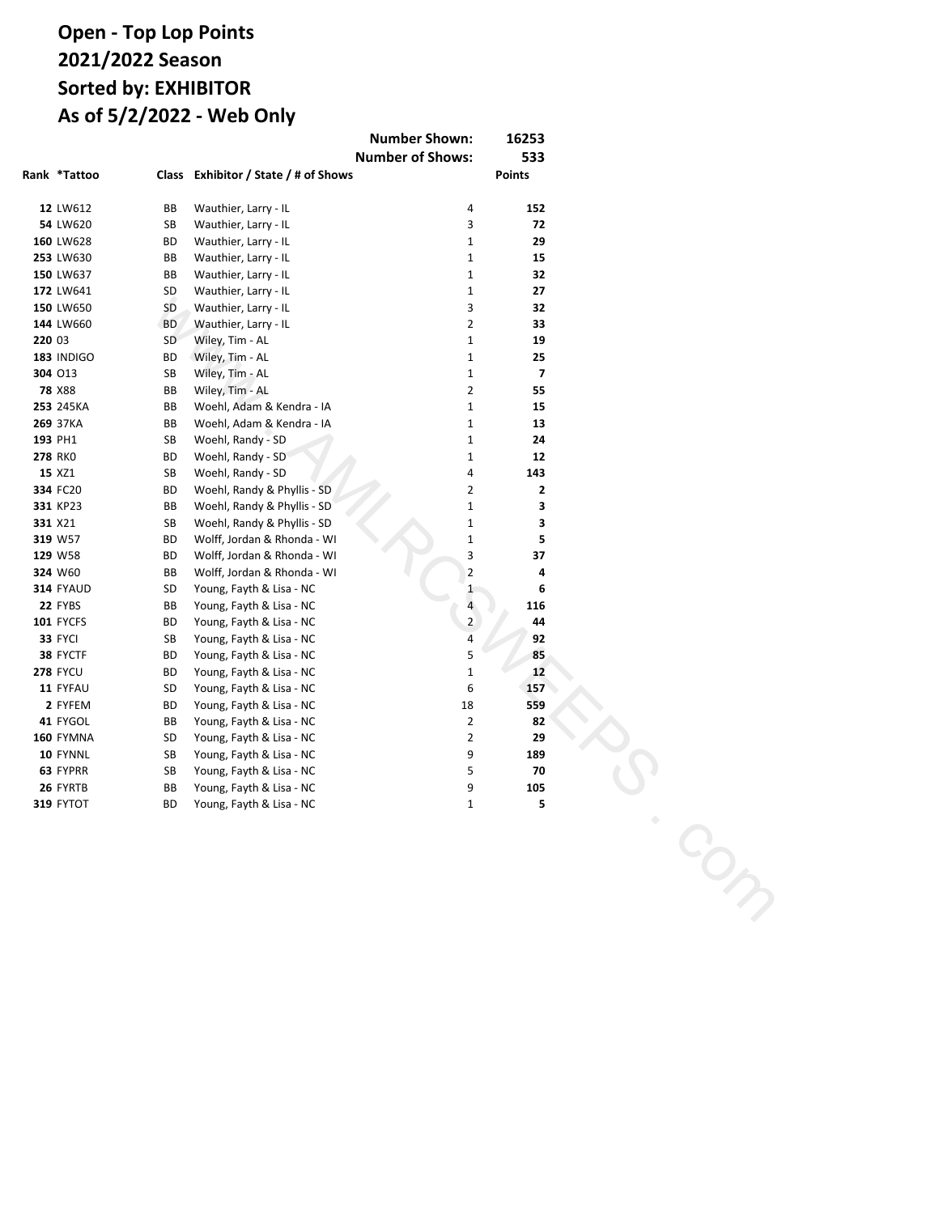# Open - Top Lop Points
## 2021/2022 Season
## Sorted by: EXHIBITOR
## As of 5/2/2022 - Web Only

| | | | Number Shown: | 16253 |
|---|---|---|---|---|
| | | | Number of Shows: | 533 |

| Rank | *Tattoo | Class | Exhibitor / State / # of Shows | | Points |
|---|---|---|---|---|---|
| **12** | LW612 | BB | Wauthier, Larry - IL | 4 | **152** |
| **54** | LW620 | SB | Wauthier, Larry - IL | 3 | **72** |
| **160** | LW628 | BD | Wauthier, Larry - IL | 1 | **29** |
| **253** | LW630 | BB | Wauthier, Larry - IL | 1 | **15** |
| **150** | LW637 | BB | Wauthier, Larry - IL | 1 | **32** |
| **172** | LW641 | SD | Wauthier, Larry - IL | 1 | **27** |
| **150** | LW650 | SD | Wauthier, Larry - IL | 3 | **32** |
| **144** | LW660 | BD | Wauthier, Larry - IL | 2 | **33** |
| **220** | 03 | SD | Wiley, Tim - AL | 1 | **19** |
| **183** | INDIGO | BD | Wiley, Tim - AL | 1 | **25** |
| **304** | O13 | SB | Wiley, Tim - AL | 1 | **7** |
| **78** | X88 | BB | Wiley, Tim - AL | 2 | **55** |
| **253** | 245KA | BB | Woehl, Adam & Kendra - IA | 1 | **15** |
| **269** | 37KA | BB | Woehl, Adam & Kendra - IA | 1 | **13** |
| **193** | PH1 | SB | Woehl, Randy - SD | 1 | **24** |
| **278** | RK0 | BD | Woehl, Randy - SD | 1 | **12** |
| **15** | XZ1 | SB | Woehl, Randy - SD | 4 | **143** |
| **334** | FC20 | BD | Woehl, Randy & Phyllis - SD | 2 | **2** |
| **331** | KP23 | BB | Woehl, Randy & Phyllis - SD | 1 | **3** |
| **331** | X21 | SB | Woehl, Randy & Phyllis - SD | 1 | **3** |
| **319** | W57 | BD | Wolff, Jordan & Rhonda - WI | 1 | **5** |
| **129** | W58 | BD | Wolff, Jordan & Rhonda - WI | 3 | **37** |
| **324** | W60 | BB | Wolff, Jordan & Rhonda - WI | 2 | **4** |
| **314** | FYAUD | SD | Young, Fayth & Lisa - NC | 1 | **6** |
| **22** | FYBS | BB | Young, Fayth & Lisa - NC | 4 | **116** |
| **101** | FYCFS | BD | Young, Fayth & Lisa - NC | 2 | **44** |
| **33** | FYCI | SB | Young, Fayth & Lisa - NC | 4 | **92** |
| **38** | FYCTF | BD | Young, Fayth & Lisa - NC | 5 | **85** |
| **278** | FYCU | BD | Young, Fayth & Lisa - NC | 1 | **12** |
| **11** | FYFAU | SD | Young, Fayth & Lisa - NC | 6 | **157** |
| **2** | FYFEM | BD | Young, Fayth & Lisa - NC | 18 | **559** |
| **41** | FYGOL | BB | Young, Fayth & Lisa - NC | 2 | **82** |
| **160** | FYMNA | SD | Young, Fayth & Lisa - NC | 2 | **29** |
| **10** | FYNNL | SB | Young, Fayth & Lisa - NC | 9 | **189** |
| **63** | FYPRR | SB | Young, Fayth & Lisa - NC | 5 | **70** |
| **26** | FYRTB | BB | Young, Fayth & Lisa - NC | 9 | **105** |
| **319** | FYTOT | BD | Young, Fayth & Lisa - NC | 1 | **5** |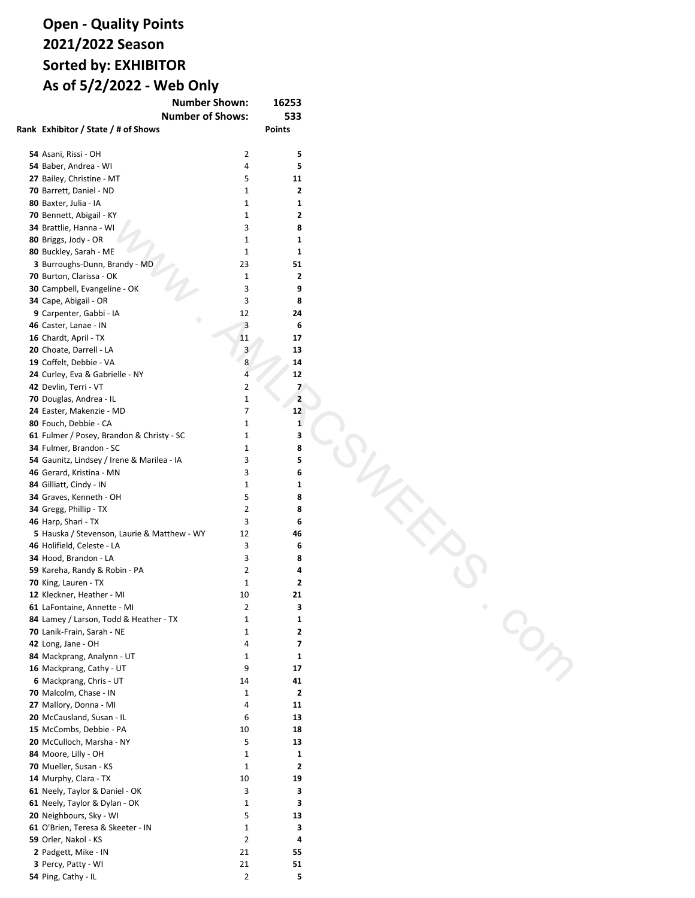# Open - Quality Points
# 2021/2022 Season
# Sorted by: EXHIBITOR
# As of 5/2/2022 - Web Only

**Number Shown:** 16253

**Number of Shows:** 533

| Rank | Exhibitor / State / # of Shows | | Points |
|---|---|---|---|
| 54 | Asani, Rissi - OH | 2 | 5 |
| 54 | Baber, Andrea - WI | 4 | 5 |
| 27 | Bailey, Christine - MT | 5 | 11 |
| 70 | Barrett, Daniel - ND | 1 | 2 |
| 80 | Baxter, Julia - IA | 1 | 1 |
| 70 | Bennett, Abigail - KY | 1 | 2 |
| 34 | Brattlie, Hanna - WI | 3 | 8 |
| 80 | Briggs, Jody - OR | 1 | 1 |
| 80 | Buckley, Sarah - ME | 1 | 1 |
| 3 | Burroughs-Dunn, Brandy - MD | 23 | 51 |
| 70 | Burton, Clarissa - OK | 1 | 2 |
| 30 | Campbell, Evangeline - OK | 3 | 9 |
| 34 | Cape, Abigail - OR | 3 | 8 |
| 9 | Carpenter, Gabbi - IA | 12 | 24 |
| 46 | Caster, Lanae - IN | 3 | 6 |
| 16 | Chardt, April - TX | 11 | 17 |
| 20 | Choate, Darrell - LA | 3 | 13 |
| 19 | Coffelt, Debbie - VA | 8 | 14 |
| 24 | Curley, Eva & Gabrielle - NY | 4 | 12 |
| 42 | Devlin, Terri - VT | 2 | 7 |
| 70 | Douglas, Andrea - IL | 1 | 2 |
| 24 | Easter, Makenzie - MD | 7 | 12 |
| 80 | Fouch, Debbie - CA | 1 | 1 |
| 61 | Fulmer / Posey, Brandon & Christy - SC | 1 | 3 |
| 34 | Fulmer, Brandon - SC | 1 | 8 |
| 54 | Gaunitz, Lindsey / Irene & Marilea - IA | 3 | 5 |
| 46 | Gerard, Kristina - MN | 3 | 6 |
| 84 | Gilliatt, Cindy - IN | 1 | 1 |
| 34 | Graves, Kenneth - OH | 5 | 8 |
| 34 | Gregg, Phillip - TX | 2 | 8 |
| 46 | Harp, Shari - TX | 3 | 6 |
| 5 | Hauska / Stevenson, Laurie & Matthew - WY | 12 | 46 |
| 46 | Holifield, Celeste - LA | 3 | 6 |
| 34 | Hood, Brandon - LA | 3 | 8 |
| 59 | Kareha, Randy & Robin - PA | 2 | 4 |
| 70 | King, Lauren - TX | 1 | 2 |
| 12 | Kleckner, Heather - MI | 10 | 21 |
| 61 | LaFontaine, Annette - MI | 2 | 3 |
| 84 | Lamey / Larson, Todd & Heather - TX | 1 | 1 |
| 70 | Lanik-Frain, Sarah - NE | 1 | 2 |
| 42 | Long, Jane - OH | 4 | 7 |
| 84 | Mackprang, Analynn - UT | 1 | 1 |
| 16 | Mackprang, Cathy - UT | 9 | 17 |
| 6 | Mackprang, Chris - UT | 14 | 41 |
| 70 | Malcolm, Chase - IN | 1 | 2 |
| 27 | Mallory, Donna - MI | 4 | 11 |
| 20 | McCausland, Susan - IL | 6 | 13 |
| 15 | McCombs, Debbie - PA | 10 | 18 |
| 20 | McCulloch, Marsha - NY | 5 | 13 |
| 84 | Moore, Lilly - OH | 1 | 1 |
| 70 | Mueller, Susan - KS | 1 | 2 |
| 14 | Murphy, Clara - TX | 10 | 19 |
| 61 | Neely, Taylor & Daniel - OK | 3 | 3 |
| 61 | Neely, Taylor & Dylan - OK | 1 | 3 |
| 20 | Neighbours, Sky - WI | 5 | 13 |
| 61 | O'Brien, Teresa & Skeeter - IN | 1 | 3 |
| 59 | Orler, Nakol - KS | 2 | 4 |
| 2 | Padgett, Mike - IN | 21 | 55 |
| 3 | Percy, Patty - WI | 21 | 51 |
| 54 | Ping, Cathy - IL | 2 | 5 |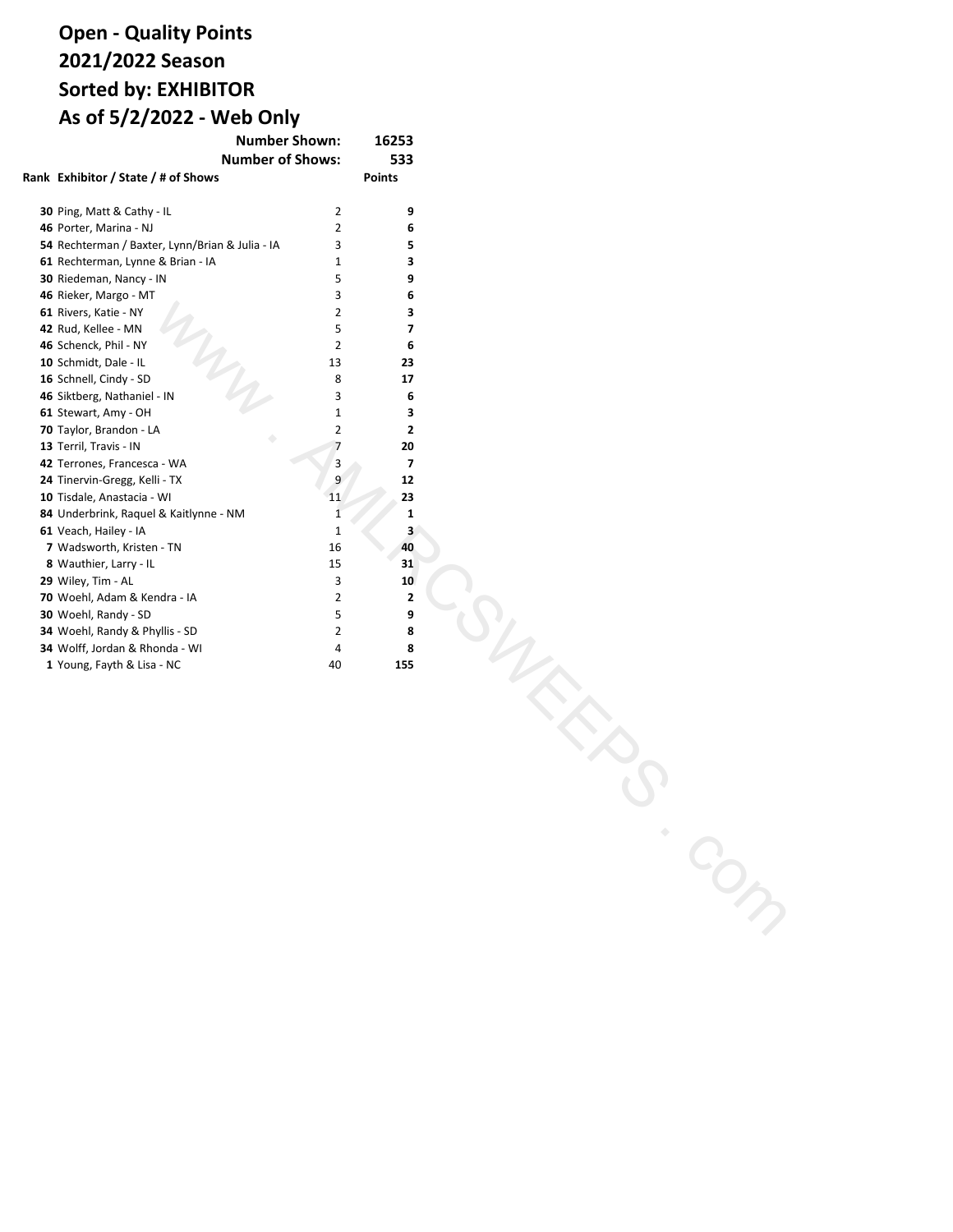# Open - Quality Points
# 2021/2022 Season
# Sorted by: EXHIBITOR
# As of 5/2/2022 - Web Only

**Number Shown:** **16253**
**Number of Shows:** **533**

| Rank | Exhibitor / State / # of Shows | | Points |
|---|---|---|---|
| **30** | Ping, Matt & Cathy - IL | 2 | **9** |
| **46** | Porter, Marina - NJ | 2 | **6** |
| **54** | Rechterman / Baxter, Lynn/Brian & Julia - IA | 3 | **5** |
| **61** | Rechterman, Lynne & Brian - IA | 1 | **3** |
| **30** | Riedeman, Nancy - IN | 5 | **9** |
| **46** | Rieker, Margo - MT | 3 | **6** |
| **61** | Rivers, Katie - NY | 2 | **3** |
| **42** | Rud, Kellee - MN | 5 | **7** |
| **46** | Schenck, Phil - NY | 2 | **6** |
| **10** | Schmidt, Dale - IL | 13 | **23** |
| **16** | Schnell, Cindy - SD | 8 | **17** |
| **46** | Siktberg, Nathaniel - IN | 3 | **6** |
| **61** | Stewart, Amy - OH | 1 | **3** |
| **70** | Taylor, Brandon - LA | 2 | **2** |
| **13** | Terril, Travis - IN | 7 | **20** |
| **42** | Terrones, Francesca - WA | 3 | **7** |
| **24** | Tinervin-Gregg, Kelli - TX | 9 | **12** |
| **10** | Tisdale, Anastacia - WI | 11 | **23** |
| **84** | Underbrink, Raquel & Kaitlynne - NM | 1 | **1** |
| **61** | Veach, Hailey - IA | 1 | **3** |
| **7** | Wadsworth, Kristen - TN | 16 | **40** |
| **8** | Wauthier, Larry - IL | 15 | **31** |
| **29** | Wiley, Tim - AL | 3 | **10** |
| **70** | Woehl, Adam & Kendra - IA | 2 | **2** |
| **30** | Woehl, Randy - SD | 5 | **9** |
| **34** | Woehl, Randy & Phyllis - SD | 2 | **8** |
| **34** | Wolff, Jordan & Rhonda - WI | 4 | **8** |
| **1** | Young, Fayth & Lisa - NC | 40 | **155** |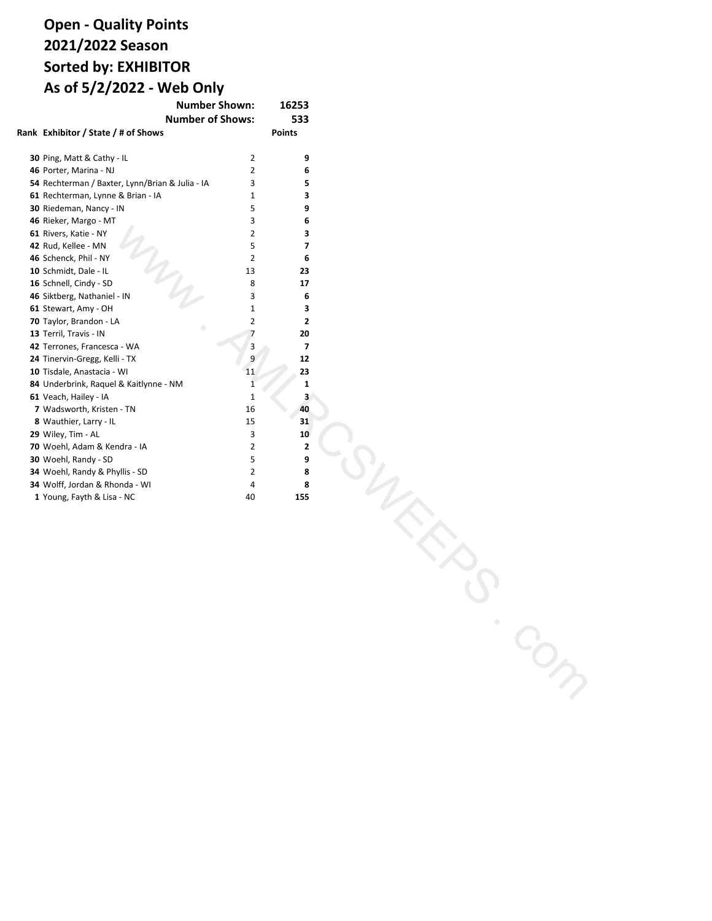# Open - Quality Points
# 2021/2022 Season
# Sorted by: EXHIBITOR
# As of 5/2/2022 - Web Only

**Number Shown:** 16253
**Number of Shows:** 533

| Rank | Exhibitor / State / # of Shows | | Points |
|---|---|---|---|
| **30** | Ping, Matt & Cathy - IL | 2 | **9** |
| **46** | Porter, Marina - NJ | 2 | **6** |
| **54** | Rechterman / Baxter, Lynn/Brian & Julia - IA | 3 | **5** |
| **61** | Rechterman, Lynne & Brian - IA | 1 | **3** |
| **30** | Riedeman, Nancy - IN | 5 | **9** |
| **46** | Rieker, Margo - MT | 3 | **6** |
| **61** | Rivers, Katie - NY | 2 | **3** |
| **42** | Rud, Kellee - MN | 5 | **7** |
| **46** | Schenck, Phil - NY | 2 | **6** |
| **10** | Schmidt, Dale - IL | 13 | **23** |
| **16** | Schnell, Cindy - SD | 8 | **17** |
| **46** | Siktberg, Nathaniel - IN | 3 | **6** |
| **61** | Stewart, Amy - OH | 1 | **3** |
| **70** | Taylor, Brandon - LA | 2 | **2** |
| **13** | Terril, Travis - IN | 7 | **20** |
| **42** | Terrones, Francesca - WA | 3 | **7** |
| **24** | Tinervin-Gregg, Kelli - TX | 9 | **12** |
| **10** | Tisdale, Anastacia - WI | 11 | **23** |
| **84** | Underbrink, Raquel & Kaitlynne - NM | 1 | **1** |
| **61** | Veach, Hailey - IA | 1 | **3** |
| **7** | Wadsworth, Kristen - TN | 16 | **40** |
| **8** | Wauthier, Larry - IL | 15 | **31** |
| **29** | Wiley, Tim - AL | 3 | **10** |
| **70** | Woehl, Adam & Kendra - IA | 2 | **2** |
| **30** | Woehl, Randy - SD | 5 | **9** |
| **34** | Woehl, Randy & Phyllis - SD | 2 | **8** |
| **34** | Wolff, Jordan & Rhonda - WI | 4 | **8** |
| **1** | Young, Fayth & Lisa - NC | 40 | **155** |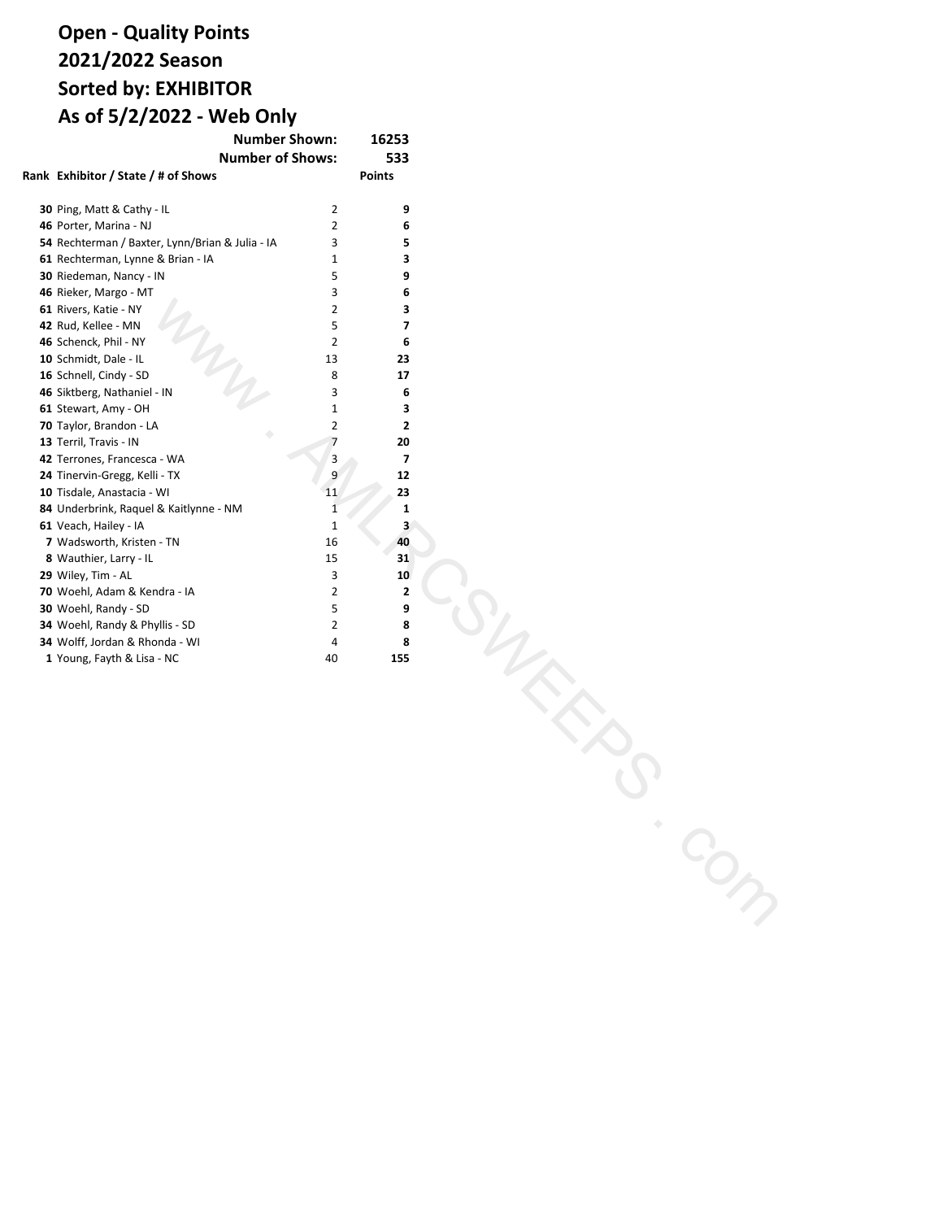# Open - Quality Points
# 2021/2022 Season
# Sorted by: EXHIBITOR
# As of 5/2/2022 - Web Only

**Number Shown:** **16253**

**Number of Shows:** **533**

| Rank | Exhibitor / State / # of Shows | | Points |
|---|---|---|---|
| **30** | Ping, Matt & Cathy - IL | 2 | **9** |
| **46** | Porter, Marina - NJ | 2 | **6** |
| **54** | Rechterman / Baxter, Lynn/Brian & Julia - IA | 3 | **5** |
| **61** | Rechterman, Lynne & Brian - IA | 1 | **3** |
| **30** | Riedeman, Nancy - IN | 5 | **9** |
| **46** | Rieker, Margo - MT | 3 | **6** |
| **61** | Rivers, Katie - NY | 2 | **3** |
| **42** | Rud, Kellee - MN | 5 | **7** |
| **46** | Schenck, Phil - NY | 2 | **6** |
| **10** | Schmidt, Dale - IL | 13 | **23** |
| **16** | Schnell, Cindy - SD | 8 | **17** |
| **46** | Siktberg, Nathaniel - IN | 3 | **6** |
| **61** | Stewart, Amy - OH | 1 | **3** |
| **70** | Taylor, Brandon - LA | 2 | **2** |
| **13** | Terril, Travis - IN | 7 | **20** |
| **42** | Terrones, Francesca - WA | 3 | **7** |
| **24** | Tinervin-Gregg, Kelli - TX | 9 | **12** |
| **10** | Tisdale, Anastacia - WI | 11 | **23** |
| **84** | Underbrink, Raquel & Kaitlynne - NM | 1 | **1** |
| **61** | Veach, Hailey - IA | 1 | **3** |
| **7** | Wadsworth, Kristen - TN | 16 | **40** |
| **8** | Wauthier, Larry - IL | 15 | **31** |
| **29** | Wiley, Tim - AL | 3 | **10** |
| **70** | Woehl, Adam & Kendra - IA | 2 | **2** |
| **30** | Woehl, Randy - SD | 5 | **9** |
| **34** | Woehl, Randy & Phyllis - SD | 2 | **8** |
| **34** | Wolff, Jordan & Rhonda - WI | 4 | **8** |
| **1** | Young, Fayth & Lisa - NC | 40 | **155** |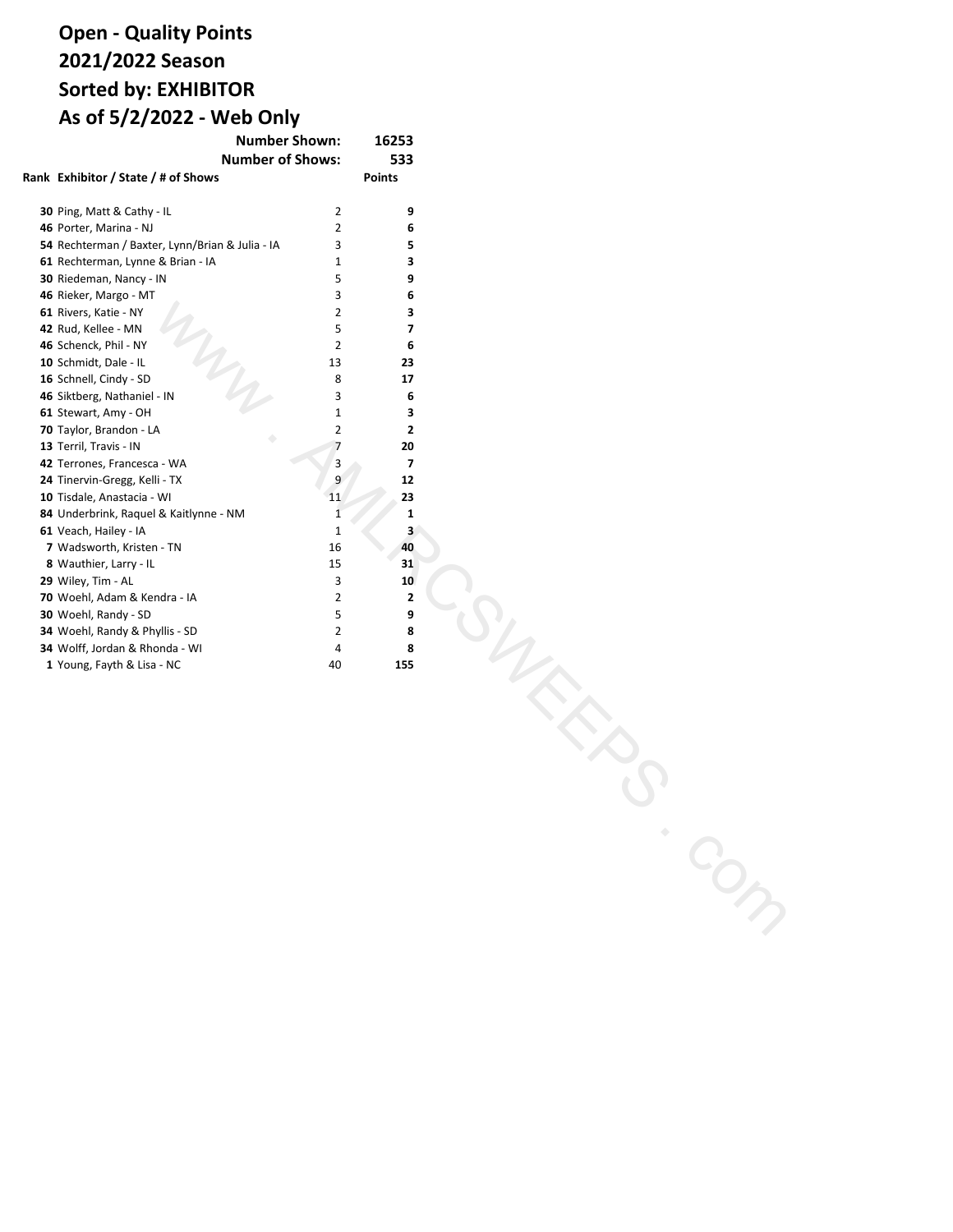# Open - Quality Points
# 2021/2022 Season
# Sorted by: EXHIBITOR
# As of 5/2/2022 - Web Only

**Number Shown:** 16253
**Number of Shows:** 533

| Rank | Exhibitor / State / # of Shows | | Points |
| --- | --- | --- | --- |
| **30** | Ping, Matt & Cathy - IL | 2 | **9** |
| **46** | Porter, Marina - NJ | 2 | **6** |
| **54** | Rechterman / Baxter, Lynn/Brian & Julia - IA | 3 | **5** |
| **61** | Rechterman, Lynne & Brian - IA | 1 | **3** |
| **30** | Riedeman, Nancy - IN | 5 | **9** |
| **46** | Rieker, Margo - MT | 3 | **6** |
| **61** | Rivers, Katie - NY | 2 | **3** |
| **42** | Rud, Kellee - MN | 5 | **7** |
| **46** | Schenck, Phil - NY | 2 | **6** |
| **10** | Schmidt, Dale - IL | 13 | **23** |
| **16** | Schnell, Cindy - SD | 8 | **17** |
| **46** | Siktberg, Nathaniel - IN | 3 | **6** |
| **61** | Stewart, Amy - OH | 1 | **3** |
| **70** | Taylor, Brandon - LA | 2 | **2** |
| **13** | Terril, Travis - IN | 7 | **20** |
| **42** | Terrones, Francesca - WA | 3 | **7** |
| **24** | Tinervin-Gregg, Kelli - TX | 9 | **12** |
| **10** | Tisdale, Anastacia - WI | 11 | **23** |
| **84** | Underbrink, Raquel & Kaitlynne - NM | 1 | **1** |
| **61** | Veach, Hailey - IA | 1 | **3** |
| **7** | Wadsworth, Kristen - TN | 16 | **40** |
| **8** | Wauthier, Larry - IL | 15 | **31** |
| **29** | Wiley, Tim - AL | 3 | **10** |
| **70** | Woehl, Adam & Kendra - IA | 2 | **2** |
| **30** | Woehl, Randy - SD | 5 | **9** |
| **34** | Woehl, Randy & Phyllis - SD | 2 | **8** |
| **34** | Wolff, Jordan & Rhonda - WI | 4 | **8** |
| **1** | Young, Fayth & Lisa - NC | 40 | **155** |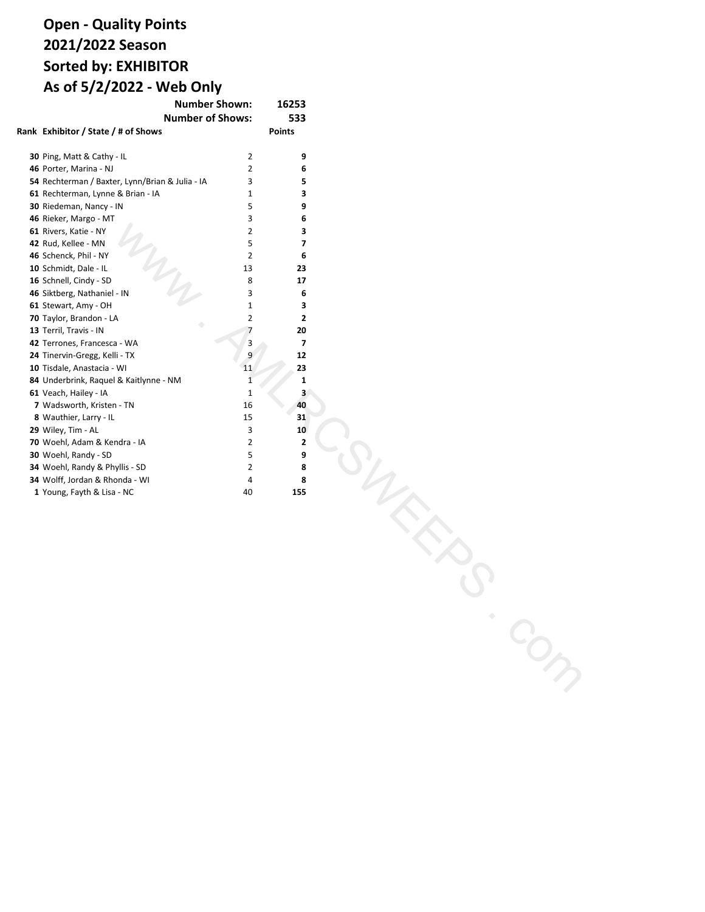# Open - Quality Points
# 2021/2022 Season
# Sorted by: EXHIBITOR
# As of 5/2/2022 - Web Only

**Number Shown:** 16253
**Number of Shows:** 533

| Rank | Exhibitor / State / # of Shows | | Points |
|---|---|---|---|
| **30** | Ping, Matt & Cathy - IL | 2 | **9** |
| **46** | Porter, Marina - NJ | 2 | **6** |
| **54** | Rechterman / Baxter, Lynn/Brian & Julia - IA | 3 | **5** |
| **61** | Rechterman, Lynne & Brian - IA | 1 | **3** |
| **30** | Riedeman, Nancy - IN | 5 | **9** |
| **46** | Rieker, Margo - MT | 3 | **6** |
| **61** | Rivers, Katie - NY | 2 | **3** |
| **42** | Rud, Kellee - MN | 5 | **7** |
| **46** | Schenck, Phil - NY | 2 | **6** |
| **10** | Schmidt, Dale - IL | 13 | **23** |
| **16** | Schnell, Cindy - SD | 8 | **17** |
| **46** | Siktberg, Nathaniel - IN | 3 | **6** |
| **61** | Stewart, Amy - OH | 1 | **3** |
| **70** | Taylor, Brandon - LA | 2 | **2** |
| **13** | Terril, Travis - IN | 7 | **20** |
| **42** | Terrones, Francesca - WA | 3 | **7** |
| **24** | Tinervin-Gregg, Kelli - TX | 9 | **12** |
| **10** | Tisdale, Anastacia - WI | 11 | **23** |
| **84** | Underbrink, Raquel & Kaitlynne - NM | 1 | **1** |
| **61** | Veach, Hailey - IA | 1 | **3** |
| **7** | Wadsworth, Kristen - TN | 16 | **40** |
| **8** | Wauthier, Larry - IL | 15 | **31** |
| **29** | Wiley, Tim - AL | 3 | **10** |
| **70** | Woehl, Adam & Kendra - IA | 2 | **2** |
| **30** | Woehl, Randy - SD | 5 | **9** |
| **34** | Woehl, Randy & Phyllis - SD | 2 | **8** |
| **34** | Wolff, Jordan & Rhonda - WI | 4 | **8** |
| **1** | Young, Fayth & Lisa - NC | 40 | **155** |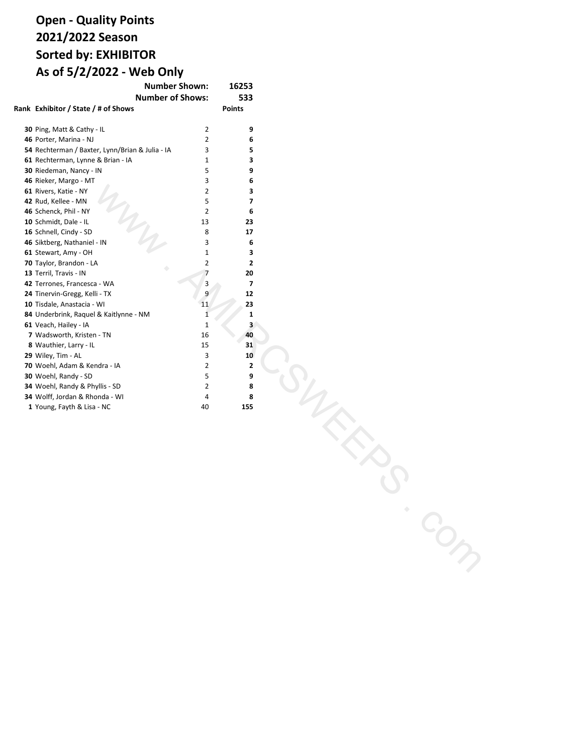# Open - Quality Points
# 2021/2022 Season
# Sorted by: EXHIBITOR
# As of 5/2/2022 - Web Only

**Number Shown:** 16253
**Number of Shows:** 533

| Rank | Exhibitor / State / # of Shows | | Points |
|---|---|---|---|
| 30 | Ping, Matt & Cathy - IL | 2 | 9 |
| 46 | Porter, Marina - NJ | 2 | 6 |
| 54 | Rechterman / Baxter, Lynn/Brian & Julia - IA | 3 | 5 |
| 61 | Rechterman, Lynne & Brian - IA | 1 | 3 |
| 30 | Riedeman, Nancy - IN | 5 | 9 |
| 46 | Rieker, Margo - MT | 3 | 6 |
| 61 | Rivers, Katie - NY | 2 | 3 |
| 42 | Rud, Kellee - MN | 5 | 7 |
| 46 | Schenck, Phil - NY | 2 | 6 |
| 10 | Schmidt, Dale - IL | 13 | 23 |
| 16 | Schnell, Cindy - SD | 8 | 17 |
| 46 | Siktberg, Nathaniel - IN | 3 | 6 |
| 61 | Stewart, Amy - OH | 1 | 3 |
| 70 | Taylor, Brandon - LA | 2 | 2 |
| 13 | Terril, Travis - IN | 7 | 20 |
| 42 | Terrones, Francesca - WA | 3 | 7 |
| 24 | Tinervin-Gregg, Kelli - TX | 9 | 12 |
| 10 | Tisdale, Anastacia - WI | 11 | 23 |
| 84 | Underbrink, Raquel & Kaitlynne - NM | 1 | 1 |
| 61 | Veach, Hailey - IA | 1 | 3 |
| 7 | Wadsworth, Kristen - TN | 16 | 40 |
| 8 | Wauthier, Larry - IL | 15 | 31 |
| 29 | Wiley, Tim - AL | 3 | 10 |
| 70 | Woehl, Adam & Kendra - IA | 2 | 2 |
| 30 | Woehl, Randy - SD | 5 | 9 |
| 34 | Woehl, Randy & Phyllis - SD | 2 | 8 |
| 34 | Wolff, Jordan & Rhonda - WI | 4 | 8 |
| 1 | Young, Fayth & Lisa - NC | 40 | 155 |